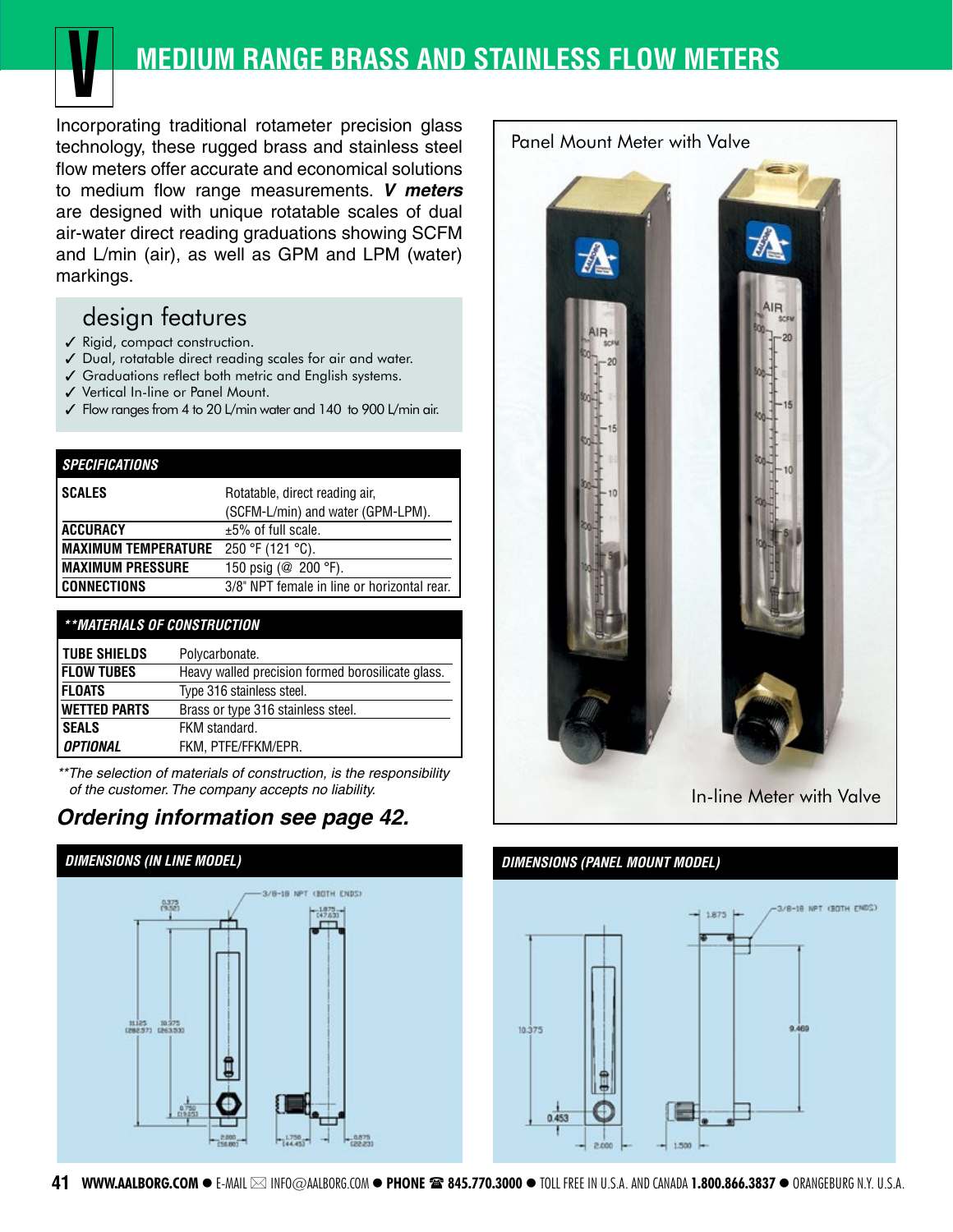# MEDIUM RANGE BRASS AND STAINLESS FLOW METERS

Incorporating traditional rotameter precision glass technology, these rugged brass and stainless steel flow meters offer accurate and economical solutions to medium flow range measurements. ***V meters*** are designed with unique rotatable scales of dual air-water direct reading graduations showing SCFM and L/min (air), as well as GPM and LPM (water) markings.

## design features

- ✓ Rigid, compact construction.
- ✓ Dual, rotatable direct reading scales for air and water.
- ✓ Graduations reflect both metric and English systems.
- ✓ Vertical In-line or Panel Mount.
- ✓ Flow ranges from 4 to 20 L/min water and 140 to 900 L/min air.

| SPECIFICATIONS | |
|---|---|
| **SCALES** | Rotatable, direct reading air, (SCFM-L/min) and water (GPM-LPM). |
| **ACCURACY** | ±5% of full scale. |
| **MAXIMUM TEMPERATURE** | 250 °F (121 °C). |
| **MAXIMUM PRESSURE** | 150 psig (@ 200 °F). |
| **CONNECTIONS** | 3/8" NPT female in line or horizontal rear. |

| **MATERIALS OF CONSTRUCTION | |
|---|---|
| **TUBE SHIELDS** | Polycarbonate. |
| **FLOW TUBES** | Heavy walled precision formed borosilicate glass. |
| **FLOATS** | Type 316 stainless steel. |
| **WETTED PARTS** | Brass or type 316 stainless steel. |
| **SEALS** | FKM standard. |
| ***OPTIONAL*** | FKM, PTFE/FFKM/EPR. |

*\*\*The selection of materials of construction, is the responsibility of the customer. The company accepts no liability.*

### *Ordering information see page 42.*

Panel Mount Meter with Valve

In-line Meter with Valve

## DIMENSIONS (IN LINE MODEL)

3/8-18 NPT (BOTH ENDS)

0.375 (9.52)

1.875 (47.63)

11.125 (282.57)

10.375 (263.53)

0.750 (19.05)

2.000 (50.80)

1.750 (44.45)

0.875 (22.23)

## DIMENSIONS (PANEL MOUNT MODEL)

1.875

3/8-18 NPT (BOTH ENDS)

10.375

9.469

0.453

2.000

1.500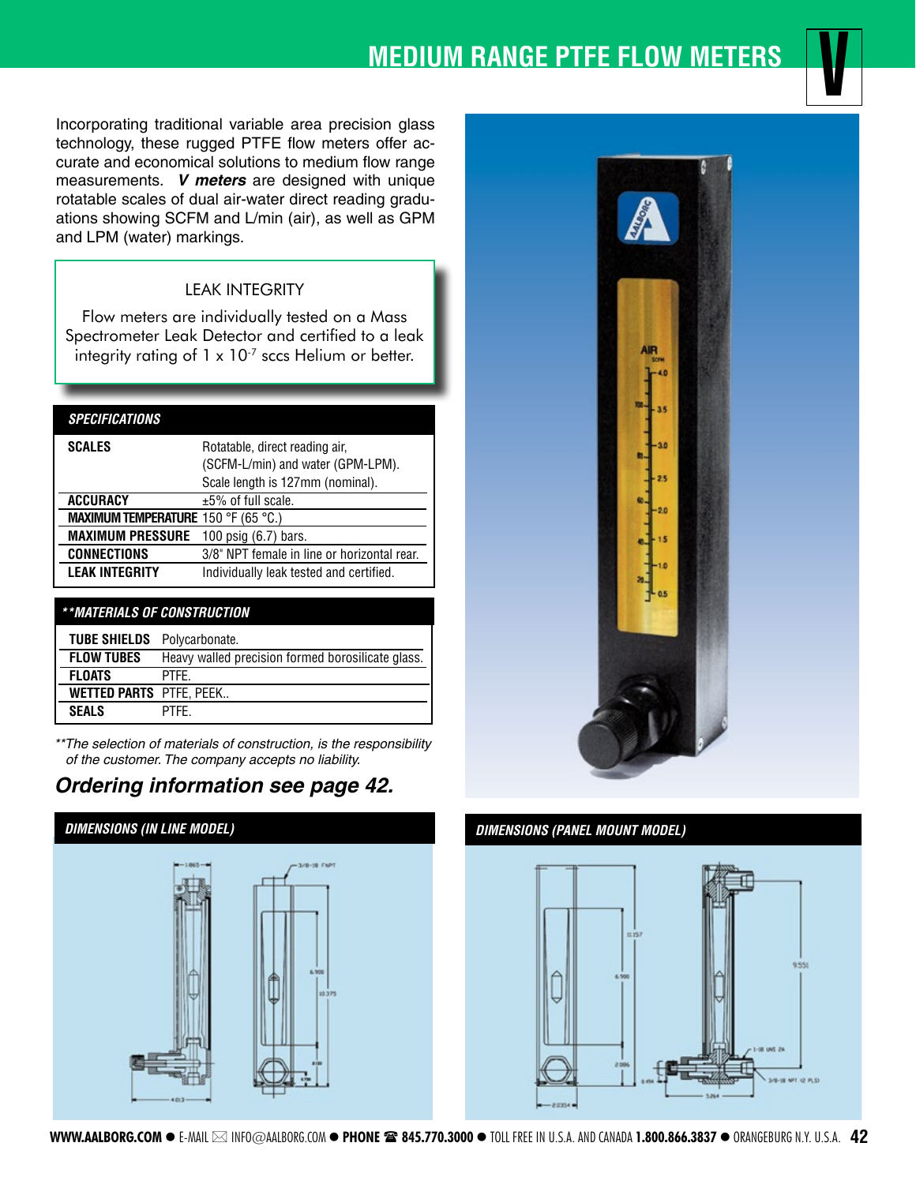# MEDIUM RANGE PTFE FLOW METERS

# V

Incorporating traditional variable area precision glass technology, these rugged PTFE flow meters offer accurate and economical solutions to medium flow range measurements. ***V meters*** are designed with unique rotatable scales of dual air-water direct reading graduations showing SCFM and L/min (air), as well as GPM and LPM (water) markings.

> LEAK INTEGRITY
>
> Flow meters are individually tested on a Mass Spectrometer Leak Detector and certified to a leak integrity rating of 1 x $10^{-7}$ sccs Helium or better.

### *SPECIFICATIONS*

| | |
|---|---|
| **SCALES** | Rotatable, direct reading air, (SCFM-L/min) and water (GPM-LPM). Scale length is 127mm (nominal). |
| **ACCURACY** | ±5% of full scale. |
| **MAXIMUM TEMPERATURE** | 150 °F (65 °C.) |
| **MAXIMUM PRESSURE** | 100 psig (6.7) bars. |
| **CONNECTIONS** | 3/8" NPT female in line or horizontal rear. |
| **LEAK INTEGRITY** | Individually leak tested and certified. |

### *\*\*MATERIALS OF CONSTRUCTION*

| | |
|---|---|
| **TUBE SHIELDS** | Polycarbonate. |
| **FLOW TUBES** | Heavy walled precision formed borosilicate glass. |
| **FLOATS** | PTFE. |
| **WETTED PARTS** | PTFE, PEEK.. |
| **SEALS** | PTFE. |

*\*\*The selection of materials of construction, is the responsibility of the customer. The company accepts no liability.*

## *Ordering information see page 42.*

### *DIMENSIONS (IN LINE MODEL)*

1.065
3/8-18 FNPT
6.900
10.375
4.013

### *DIMENSIONS (PANEL MOUNT MODEL)*

11.157
6.900
2.086
9.551
1-18 UNS 2A
3/8-18 NPT (2 PLS)
2.0354
3.264

WWW.AALBORG.COM ● E-MAIL INFO@AALBORG.COM ● PHONE 845.770.3000 ● TOLL FREE IN U.S.A. AND CANADA 1.800.866.3837 ● ORANGEBURG N.Y. U.S.A.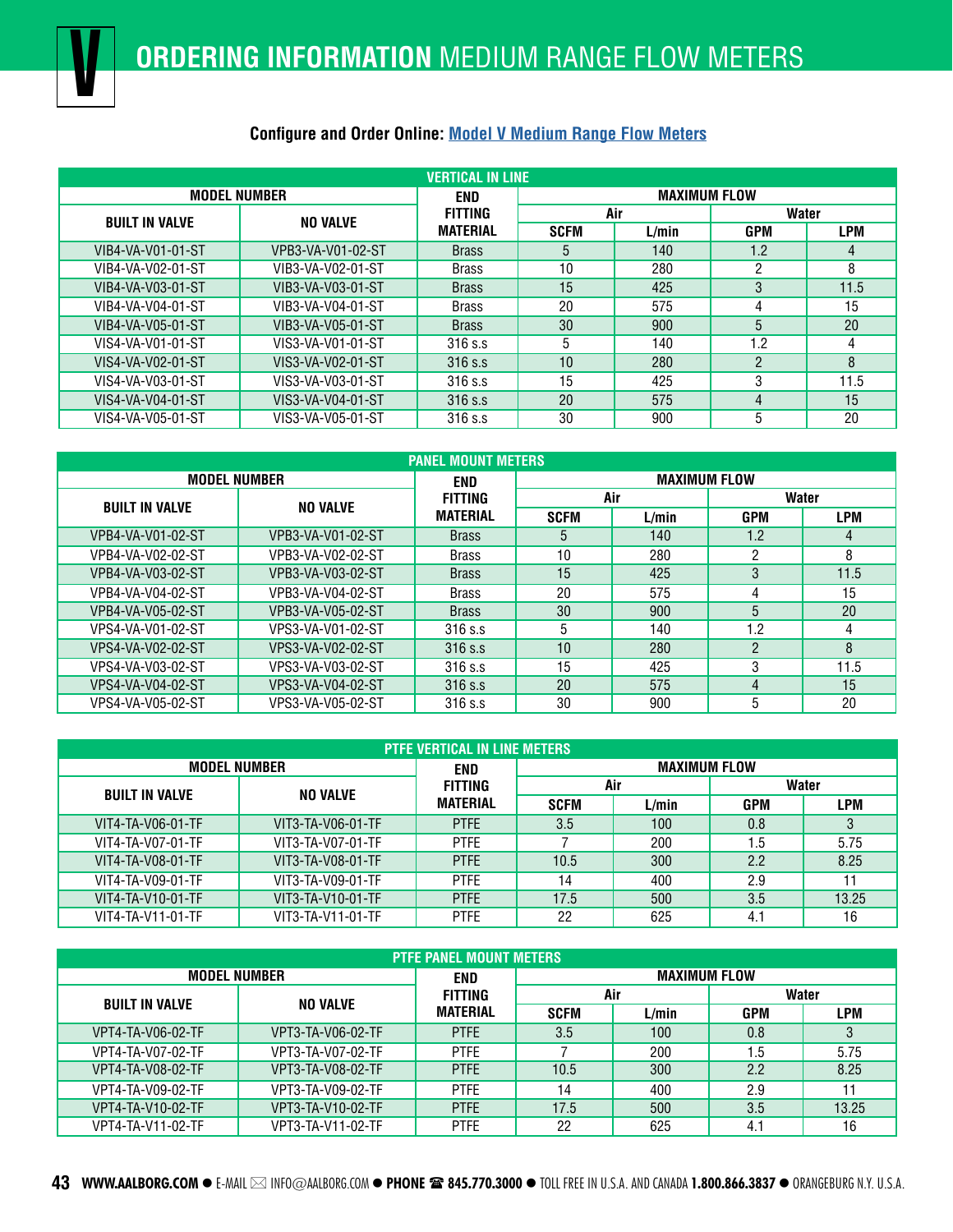# V ORDERING INFORMATION MEDIUM RANGE FLOW METERS

**Configure and Order Online: Model V Medium Range Flow Meters**

| VERTICAL IN LINE | | | | | | |
|---|---|---|---|---|---|---|
| MODEL NUMBER | | END FITTING MATERIAL | MAXIMUM FLOW | | | |
| | | | Air | | Water | |
| BUILT IN VALVE | NO VALVE | | SCFM | L/min | GPM | LPM |
| VIB4-VA-V01-01-ST | VPB3-VA-V01-02-ST | Brass | 5 | 140 | 1.2 | 4 |
| VIB4-VA-V02-01-ST | VIB3-VA-V02-01-ST | Brass | 10 | 280 | 2 | 8 |
| VIB4-VA-V03-01-ST | VIB3-VA-V03-01-ST | Brass | 15 | 425 | 3 | 11.5 |
| VIB4-VA-V04-01-ST | VIB3-VA-V04-01-ST | Brass | 20 | 575 | 4 | 15 |
| VIB4-VA-V05-01-ST | VIB3-VA-V05-01-ST | Brass | 30 | 900 | 5 | 20 |
| VIS4-VA-V01-01-ST | VIS3-VA-V01-01-ST | 316 s.s | 5 | 140 | 1.2 | 4 |
| VIS4-VA-V02-01-ST | VIS3-VA-V02-01-ST | 316 s.s | 10 | 280 | 2 | 8 |
| VIS4-VA-V03-01-ST | VIS3-VA-V03-01-ST | 316 s.s | 15 | 425 | 3 | 11.5 |
| VIS4-VA-V04-01-ST | VIS3-VA-V04-01-ST | 316 s.s | 20 | 575 | 4 | 15 |
| VIS4-VA-V05-01-ST | VIS3-VA-V05-01-ST | 316 s.s | 30 | 900 | 5 | 20 |

| PANEL MOUNT METERS | | | | | | |
|---|---|---|---|---|---|---|
| MODEL NUMBER | | END FITTING MATERIAL | MAXIMUM FLOW | | | |
| | | | Air | | Water | |
| BUILT IN VALVE | NO VALVE | | SCFM | L/min | GPM | LPM |
| VPB4-VA-V01-02-ST | VPB3-VA-V01-02-ST | Brass | 5 | 140 | 1.2 | 4 |
| VPB4-VA-V02-02-ST | VPB3-VA-V02-02-ST | Brass | 10 | 280 | 2 | 8 |
| VPB4-VA-V03-02-ST | VPB3-VA-V03-02-ST | Brass | 15 | 425 | 3 | 11.5 |
| VPB4-VA-V04-02-ST | VPB3-VA-V04-02-ST | Brass | 20 | 575 | 4 | 15 |
| VPB4-VA-V05-02-ST | VPB3-VA-V05-02-ST | Brass | 30 | 900 | 5 | 20 |
| VPS4-VA-V01-02-ST | VPS3-VA-V01-02-ST | 316 s.s | 5 | 140 | 1.2 | 4 |
| VPS4-VA-V02-02-ST | VPS3-VA-V02-02-ST | 316 s.s | 10 | 280 | 2 | 8 |
| VPS4-VA-V03-02-ST | VPS3-VA-V03-02-ST | 316 s.s | 15 | 425 | 3 | 11.5 |
| VPS4-VA-V04-02-ST | VPS3-VA-V04-02-ST | 316 s.s | 20 | 575 | 4 | 15 |
| VPS4-VA-V05-02-ST | VPS3-VA-V05-02-ST | 316 s.s | 30 | 900 | 5 | 20 |

| PTFE VERTICAL IN LINE METERS | | | | | | |
|---|---|---|---|---|---|---|
| MODEL NUMBER | | END FITTING MATERIAL | MAXIMUM FLOW | | | |
| | | | Air | | Water | |
| BUILT IN VALVE | NO VALVE | | SCFM | L/min | GPM | LPM |
| VIT4-TA-V06-01-TF | VIT3-TA-V06-01-TF | PTFE | 3.5 | 100 | 0.8 | 3 |
| VIT4-TA-V07-01-TF | VIT3-TA-V07-01-TF | PTFE | 7 | 200 | 1.5 | 5.75 |
| VIT4-TA-V08-01-TF | VIT3-TA-V08-01-TF | PTFE | 10.5 | 300 | 2.2 | 8.25 |
| VIT4-TA-V09-01-TF | VIT3-TA-V09-01-TF | PTFE | 14 | 400 | 2.9 | 11 |
| VIT4-TA-V10-01-TF | VIT3-TA-V10-01-TF | PTFE | 17.5 | 500 | 3.5 | 13.25 |
| VIT4-TA-V11-01-TF | VIT3-TA-V11-01-TF | PTFE | 22 | 625 | 4.1 | 16 |

| PTFE PANEL MOUNT METERS | | | | | | |
|---|---|---|---|---|---|---|
| MODEL NUMBER | | END FITTING MATERIAL | MAXIMUM FLOW | | | |
| | | | Air | | Water | |
| BUILT IN VALVE | NO VALVE | | SCFM | L/min | GPM | LPM |
| VPT4-TA-V06-02-TF | VPT3-TA-V06-02-TF | PTFE | 3.5 | 100 | 0.8 | 3 |
| VPT4-TA-V07-02-TF | VPT3-TA-V07-02-TF | PTFE | 7 | 200 | 1.5 | 5.75 |
| VPT4-TA-V08-02-TF | VPT3-TA-V08-02-TF | PTFE | 10.5 | 300 | 2.2 | 8.25 |
| VPT4-TA-V09-02-TF | VPT3-TA-V09-02-TF | PTFE | 14 | 400 | 2.9 | 11 |
| VPT4-TA-V10-02-TF | VPT3-TA-V10-02-TF | PTFE | 17.5 | 500 | 3.5 | 13.25 |
| VPT4-TA-V11-02-TF | VPT3-TA-V11-02-TF | PTFE | 22 | 625 | 4.1 | 16 |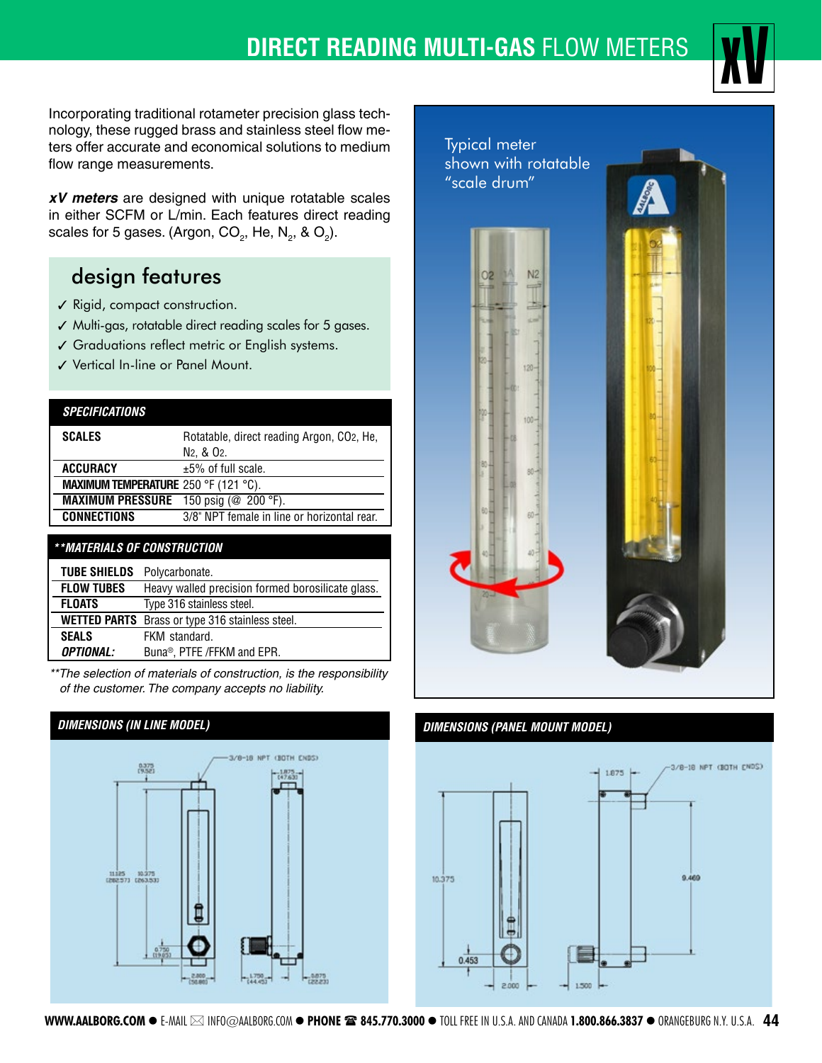# DIRECT READING MULTI-GAS FLOW METERS

xV

Incorporating traditional rotameter precision glass technology, these rugged brass and stainless steel flow meters offer accurate and economical solutions to medium flow range measurements.

***xV meters*** are designed with unique rotatable scales in either SCFM or L/min. Each features direct reading scales for 5 gases. (Argon, $CO_2$, He, $N_2$, & $O_2$).

## design features

- ✓ Rigid, compact construction.
- ✓ Multi-gas, rotatable direct reading scales for 5 gases.
- ✓ Graduations reflect metric or English systems.
- ✓ Vertical In-line or Panel Mount.

| SPECIFICATIONS | |
|---|---|
| **SCALES** | Rotatable, direct reading Argon, $CO_2$, He, $N_2$, & $O_2$. |
| **ACCURACY** | ±5% of full scale. |
| **MAXIMUM TEMPERATURE** | 250 °F (121 °C). |
| **MAXIMUM PRESSURE** | 150 psig (@ 200 °F). |
| **CONNECTIONS** | 3/8" NPT female in line or horizontal rear. |

| **MATERIALS OF CONSTRUCTION | |
|---|---|
| **TUBE SHIELDS** | Polycarbonate. |
| **FLOW TUBES** | Heavy walled precision formed borosilicate glass. |
| **FLOATS** | Type 316 stainless steel. |
| **WETTED PARTS** | Brass or type 316 stainless steel. |
| **SEALS** | FKM standard. |
| ***OPTIONAL:*** | Buna®, PTFE /FFKM and EPR. |

*\*\*The selection of materials of construction, is the responsibility of the customer. The company accepts no liability.*

Typical meter shown with rotatable "scale drum"

## DIMENSIONS (IN LINE MODEL)

3/8-18 NPT (BOTH ENDS)
0.375 (9.52)
1.875 (47.63)
11.125 (282.57)
10.375 (263.53)
0.750 (19.05)
2.000 (50.80)
1.750 (44.45)
0.875 (22.23)

## DIMENSIONS (PANEL MOUNT MODEL)

1.875
3/8-18 NPT (BOTH ENDS)
10.375
9.469
0.453
2.000
1.500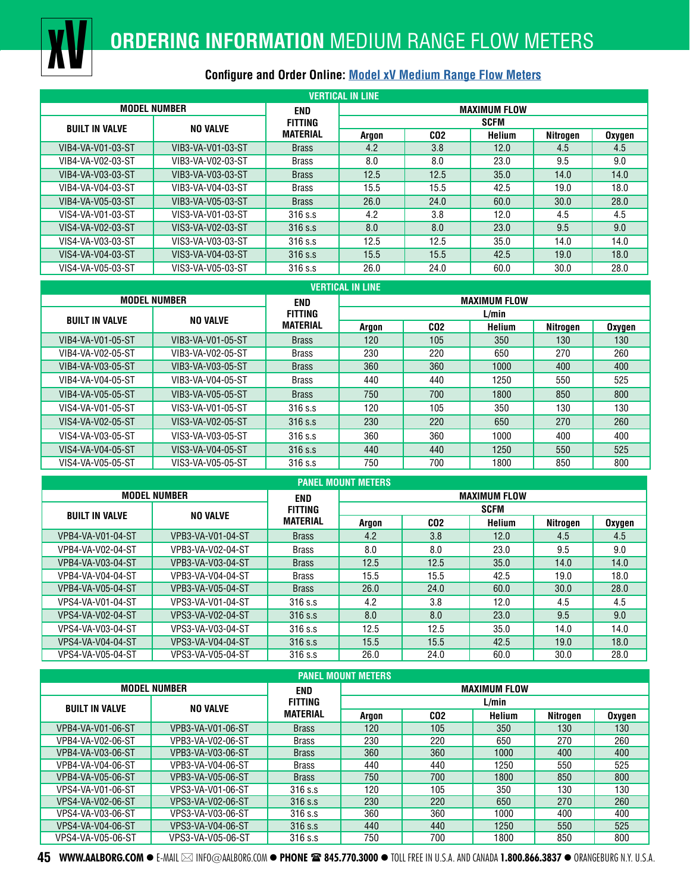# ORDERING INFORMATION MEDIUM RANGE FLOW METERS

**Configure and Order Online: Model xV Medium Range Flow Meters**

**VERTICAL IN LINE**

| MODEL NUMBER | | END FITTING MATERIAL | MAXIMUM FLOW SCFM | | | | |
|---|---|---|---|---|---|---|---|
| BUILT IN VALVE | NO VALVE | | Argon | CO2 | Helium | Nitrogen | Oxygen |
| VIB4-VA-V01-03-ST | VIB3-VA-V01-03-ST | Brass | 4.2 | 3.8 | 12.0 | 4.5 | 4.5 |
| VIB4-VA-V02-03-ST | VIB3-VA-V02-03-ST | Brass | 8.0 | 8.0 | 23.0 | 9.5 | 9.0 |
| VIB4-VA-V03-03-ST | VIB3-VA-V03-03-ST | Brass | 12.5 | 12.5 | 35.0 | 14.0 | 14.0 |
| VIB4-VA-V04-03-ST | VIB3-VA-V04-03-ST | Brass | 15.5 | 15.5 | 42.5 | 19.0 | 18.0 |
| VIB4-VA-V05-03-ST | VIB3-VA-V05-03-ST | Brass | 26.0 | 24.0 | 60.0 | 30.0 | 28.0 |
| VIS4-VA-V01-03-ST | VIS3-VA-V01-03-ST | 316 s.s | 4.2 | 3.8 | 12.0 | 4.5 | 4.5 |
| VIS4-VA-V02-03-ST | VIS3-VA-V02-03-ST | 316 s.s | 8.0 | 8.0 | 23.0 | 9.5 | 9.0 |
| VIS4-VA-V03-03-ST | VIS3-VA-V03-03-ST | 316 s.s | 12.5 | 12.5 | 35.0 | 14.0 | 14.0 |
| VIS4-VA-V04-03-ST | VIS3-VA-V04-03-ST | 316 s.s | 15.5 | 15.5 | 42.5 | 19.0 | 18.0 |
| VIS4-VA-V05-03-ST | VIS3-VA-V05-03-ST | 316 s.s | 26.0 | 24.0 | 60.0 | 30.0 | 28.0 |

**VERTICAL IN LINE**

| MODEL NUMBER | | END FITTING MATERIAL | MAXIMUM FLOW L/min | | | | |
|---|---|---|---|---|---|---|---|
| BUILT IN VALVE | NO VALVE | | Argon | CO2 | Helium | Nitrogen | Oxygen |
| VIB4-VA-V01-05-ST | VIB3-VA-V01-05-ST | Brass | 120 | 105 | 350 | 130 | 130 |
| VIB4-VA-V02-05-ST | VIB3-VA-V02-05-ST | Brass | 230 | 220 | 650 | 270 | 260 |
| VIB4-VA-V03-05-ST | VIB3-VA-V03-05-ST | Brass | 360 | 360 | 1000 | 400 | 400 |
| VIB4-VA-V04-05-ST | VIB3-VA-V04-05-ST | Brass | 440 | 440 | 1250 | 550 | 525 |
| VIB4-VA-V05-05-ST | VIB3-VA-V05-05-ST | Brass | 750 | 700 | 1800 | 850 | 800 |
| VIS4-VA-V01-05-ST | VIS3-VA-V01-05-ST | 316 s.s | 120 | 105 | 350 | 130 | 130 |
| VIS4-VA-V02-05-ST | VIS3-VA-V02-05-ST | 316 s.s | 230 | 220 | 650 | 270 | 260 |
| VIS4-VA-V03-05-ST | VIS3-VA-V03-05-ST | 316 s.s | 360 | 360 | 1000 | 400 | 400 |
| VIS4-VA-V04-05-ST | VIS3-VA-V04-05-ST | 316 s.s | 440 | 440 | 1250 | 550 | 525 |
| VIS4-VA-V05-05-ST | VIS3-VA-V05-05-ST | 316 s.s | 750 | 700 | 1800 | 850 | 800 |

**PANEL MOUNT METERS**

| MODEL NUMBER | | END FITTING MATERIAL | MAXIMUM FLOW SCFM | | | | |
|---|---|---|---|---|---|---|---|
| BUILT IN VALVE | NO VALVE | | Argon | CO2 | Helium | Nitrogen | Oxygen |
| VPB4-VA-V01-04-ST | VPB3-VA-V01-04-ST | Brass | 4.2 | 3.8 | 12.0 | 4.5 | 4.5 |
| VPB4-VA-V02-04-ST | VPB3-VA-V02-04-ST | Brass | 8.0 | 8.0 | 23.0 | 9.5 | 9.0 |
| VPB4-VA-V03-04-ST | VPB3-VA-V03-04-ST | Brass | 12.5 | 12.5 | 35.0 | 14.0 | 14.0 |
| VPB4-VA-V04-04-ST | VPB3-VA-V04-04-ST | Brass | 15.5 | 15.5 | 42.5 | 19.0 | 18.0 |
| VPB4-VA-V05-04-ST | VPB3-VA-V05-04-ST | Brass | 26.0 | 24.0 | 60.0 | 30.0 | 28.0 |
| VPS4-VA-V01-04-ST | VPS3-VA-V01-04-ST | 316 s.s | 4.2 | 3.8 | 12.0 | 4.5 | 4.5 |
| VPS4-VA-V02-04-ST | VPS3-VA-V02-04-ST | 316 s.s | 8.0 | 8.0 | 23.0 | 9.5 | 9.0 |
| VPS4-VA-V03-04-ST | VPS3-VA-V03-04-ST | 316 s.s | 12.5 | 12.5 | 35.0 | 14.0 | 14.0 |
| VPS4-VA-V04-04-ST | VPS3-VA-V04-04-ST | 316 s.s | 15.5 | 15.5 | 42.5 | 19.0 | 18.0 |
| VPS4-VA-V05-04-ST | VPS3-VA-V05-04-ST | 316 s.s | 26.0 | 24.0 | 60.0 | 30.0 | 28.0 |

**PANEL MOUNT METERS**

| MODEL NUMBER | | END FITTING MATERIAL | MAXIMUM FLOW L/min | | | | |
|---|---|---|---|---|---|---|---|
| BUILT IN VALVE | NO VALVE | | Argon | CO2 | Helium | Nitrogen | Oxygen |
| VPB4-VA-V01-06-ST | VPB3-VA-V01-06-ST | Brass | 120 | 105 | 350 | 130 | 130 |
| VPB4-VA-V02-06-ST | VPB3-VA-V02-06-ST | Brass | 230 | 220 | 650 | 270 | 260 |
| VPB4-VA-V03-06-ST | VPB3-VA-V03-06-ST | Brass | 360 | 360 | 1000 | 400 | 400 |
| VPB4-VA-V04-06-ST | VPB3-VA-V04-06-ST | Brass | 440 | 440 | 1250 | 550 | 525 |
| VPB4-VA-V05-06-ST | VPB3-VA-V05-06-ST | Brass | 750 | 700 | 1800 | 850 | 800 |
| VPS4-VA-V01-06-ST | VPS3-VA-V01-06-ST | 316 s.s | 120 | 105 | 350 | 130 | 130 |
| VPS4-VA-V02-06-ST | VPS3-VA-V02-06-ST | 316 s.s | 230 | 220 | 650 | 270 | 260 |
| VPS4-VA-V03-06-ST | VPS3-VA-V03-06-ST | 316 s.s | 360 | 360 | 1000 | 400 | 400 |
| VPS4-VA-V04-06-ST | VPS3-VA-V04-06-ST | 316 s.s | 440 | 440 | 1250 | 550 | 525 |
| VPS4-VA-V05-06-ST | VPS3-VA-V05-06-ST | 316 s.s | 750 | 700 | 1800 | 850 | 800 |

**WWW.AALBORG.COM** ● E-MAIL INFO@AALBORG.COM ● **PHONE 845.770.3000** ● TOLL FREE IN U.S.A. AND CANADA **1.800.866.3837** ● ORANGEBURG N.Y. U.S.A.